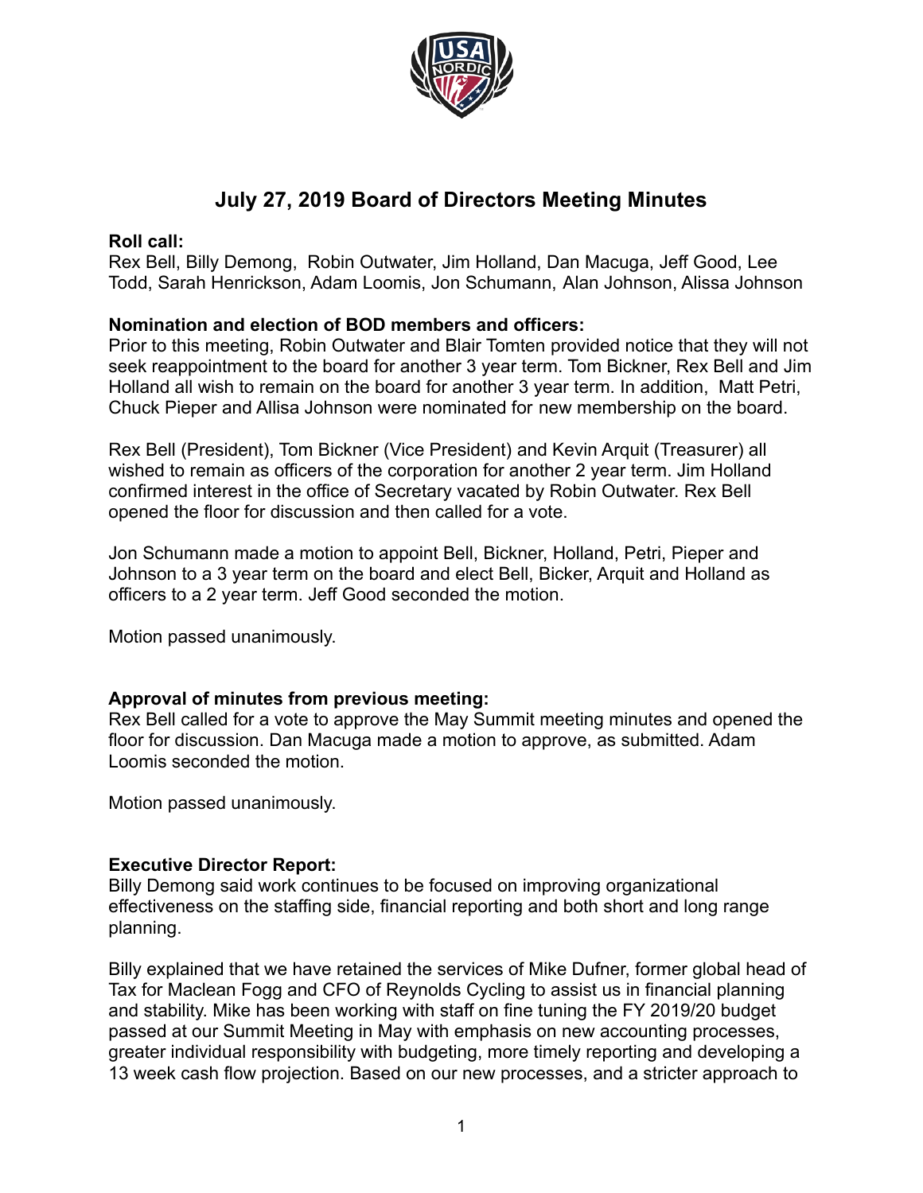# July 27, 2019 Board of Directors Meeting Minutes

**Roll call:**
Rex Bell, Billy Demong, Robin Outwater, Jim Holland, Dan Macuga, Jeff Good, Lee Todd, Sarah Henrickson, Adam Loomis, Jon Schumann, Alan Johnson, Alissa Johnson

**Nomination and election of BOD members and officers:**
Prior to this meeting, Robin Outwater and Blair Tomten provided notice that they will not seek reappointment to the board for another 3 year term. Tom Bickner, Rex Bell and Jim Holland all wish to remain on the board for another 3 year term. In addition, Matt Petri, Chuck Pieper and Allisa Johnson were nominated for new membership on the board.

Rex Bell (President), Tom Bickner (Vice President) and Kevin Arquit (Treasurer) all wished to remain as officers of the corporation for another 2 year term. Jim Holland confirmed interest in the office of Secretary vacated by Robin Outwater. Rex Bell opened the floor for discussion and then called for a vote.

Jon Schumann made a motion to appoint Bell, Bickner, Holland, Petri, Pieper and Johnson to a 3 year term on the board and elect Bell, Bicker, Arquit and Holland as officers to a 2 year term. Jeff Good seconded the motion.

Motion passed unanimously.

**Approval of minutes from previous meeting:**
Rex Bell called for a vote to approve the May Summit meeting minutes and opened the floor for discussion. Dan Macuga made a motion to approve, as submitted. Adam Loomis seconded the motion.

Motion passed unanimously.

**Executive Director Report:**
Billy Demong said work continues to be focused on improving organizational effectiveness on the staffing side, financial reporting and both short and long range planning.

Billy explained that we have retained the services of Mike Dufner, former global head of Tax for Maclean Fogg and CFO of Reynolds Cycling to assist us in financial planning and stability. Mike has been working with staff on fine tuning the FY 2019/20 budget passed at our Summit Meeting in May with emphasis on new accounting processes, greater individual responsibility with budgeting, more timely reporting and developing a 13 week cash flow projection. Based on our new processes, and a stricter approach to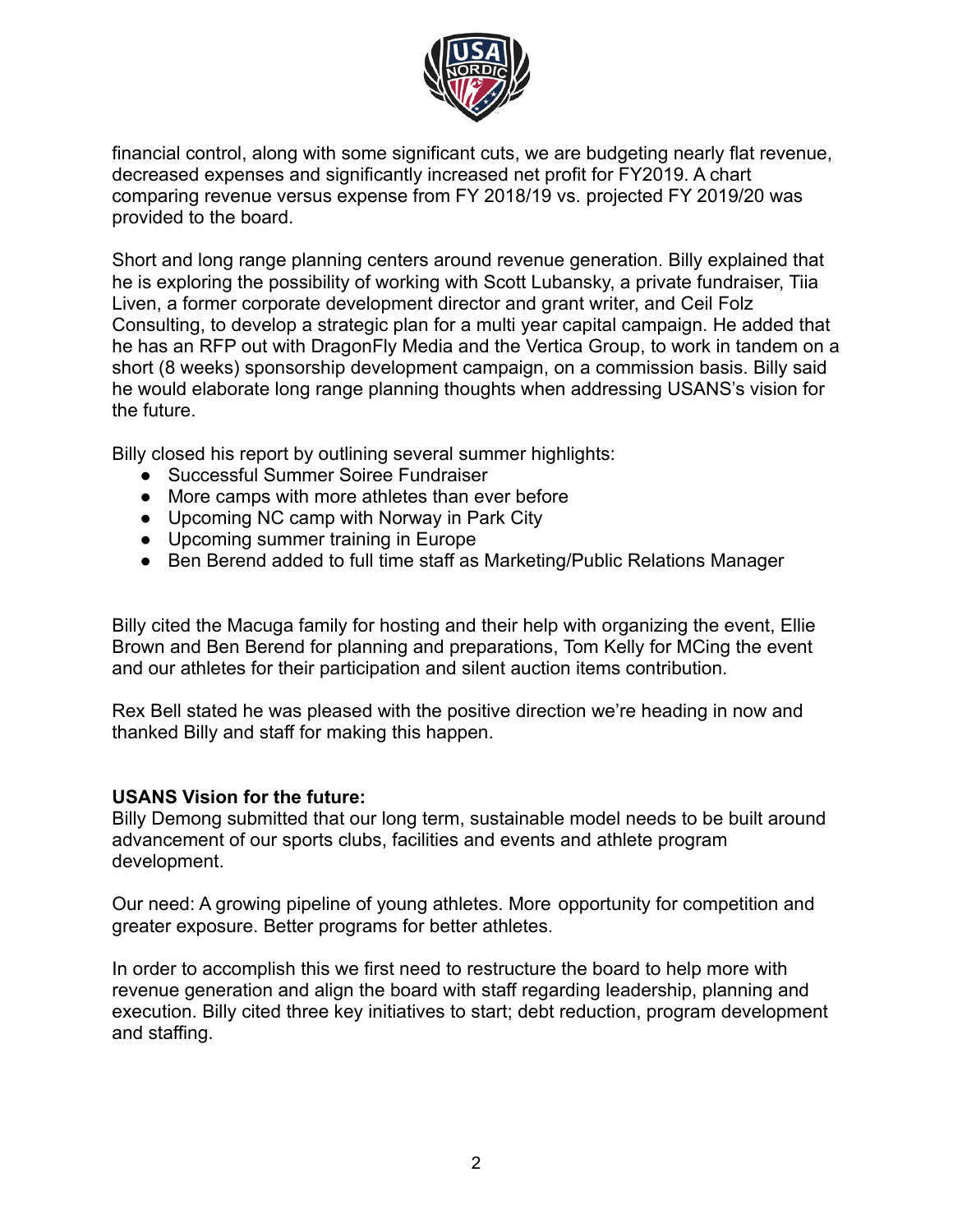financial control, along with some significant cuts, we are budgeting nearly flat revenue, decreased expenses and significantly increased net profit for FY2019. A chart comparing revenue versus expense from FY 2018/19 vs. projected FY 2019/20 was provided to the board.

Short and long range planning centers around revenue generation. Billy explained that he is exploring the possibility of working with Scott Lubansky, a private fundraiser, Tiia Liven, a former corporate development director and grant writer, and Ceil Folz Consulting, to develop a strategic plan for a multi year capital campaign. He added that he has an RFP out with DragonFly Media and the Vertica Group, to work in tandem on a short (8 weeks) sponsorship development campaign, on a commission basis. Billy said he would elaborate long range planning thoughts when addressing USANS's vision for the future.

Billy closed his report by outlining several summer highlights:

- Successful Summer Soiree Fundraiser
- More camps with more athletes than ever before
- Upcoming NC camp with Norway in Park City
- Upcoming summer training in Europe
- Ben Berend added to full time staff as Marketing/Public Relations Manager

Billy cited the Macuga family for hosting and their help with organizing the event, Ellie Brown and Ben Berend for planning and preparations, Tom Kelly for MCing the event and our athletes for their participation and silent auction items contribution.

Rex Bell stated he was pleased with the positive direction we're heading in now and thanked Billy and staff for making this happen.

**USANS Vision for the future:**

Billy Demong submitted that our long term, sustainable model needs to be built around advancement of our sports clubs, facilities and events and athlete program development.

Our need: A growing pipeline of young athletes. More opportunity for competition and greater exposure. Better programs for better athletes.

In order to accomplish this we first need to restructure the board to help more with revenue generation and align the board with staff regarding leadership, planning and execution. Billy cited three key initiatives to start; debt reduction, program development and staffing.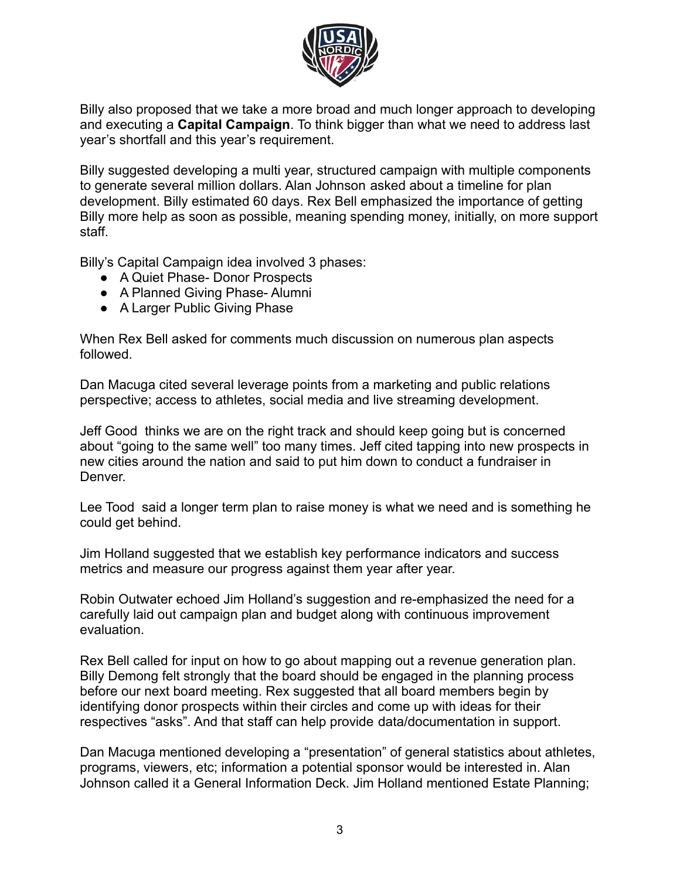Billy also proposed that we take a more broad and much longer approach to developing and executing a **Capital Campaign**. To think bigger than what we need to address last year's shortfall and this year's requirement.

Billy suggested developing a multi year, structured campaign with multiple components to generate several million dollars. Alan Johnson asked about a timeline for plan development. Billy estimated 60 days. Rex Bell emphasized the importance of getting Billy more help as soon as possible, meaning spending money, initially, on more support staff.

Billy's Capital Campaign idea involved 3 phases:

- A Quiet Phase- Donor Prospects
- A Planned Giving Phase- Alumni
- A Larger Public Giving Phase

When Rex Bell asked for comments much discussion on numerous plan aspects followed.

Dan Macuga cited several leverage points from a marketing and public relations perspective; access to athletes, social media and live streaming development.

Jeff Good thinks we are on the right track and should keep going but is concerned about "going to the same well" too many times. Jeff cited tapping into new prospects in new cities around the nation and said to put him down to conduct a fundraiser in Denver.

Lee Tood said a longer term plan to raise money is what we need and is something he could get behind.

Jim Holland suggested that we establish key performance indicators and success metrics and measure our progress against them year after year.

Robin Outwater echoed Jim Holland's suggestion and re-emphasized the need for a carefully laid out campaign plan and budget along with continuous improvement evaluation.

Rex Bell called for input on how to go about mapping out a revenue generation plan. Billy Demong felt strongly that the board should be engaged in the planning process before our next board meeting. Rex suggested that all board members begin by identifying donor prospects within their circles and come up with ideas for their respectives "asks". And that staff can help provide data/documentation in support.

Dan Macuga mentioned developing a "presentation" of general statistics about athletes, programs, viewers, etc; information a potential sponsor would be interested in. Alan Johnson called it a General Information Deck. Jim Holland mentioned Estate Planning;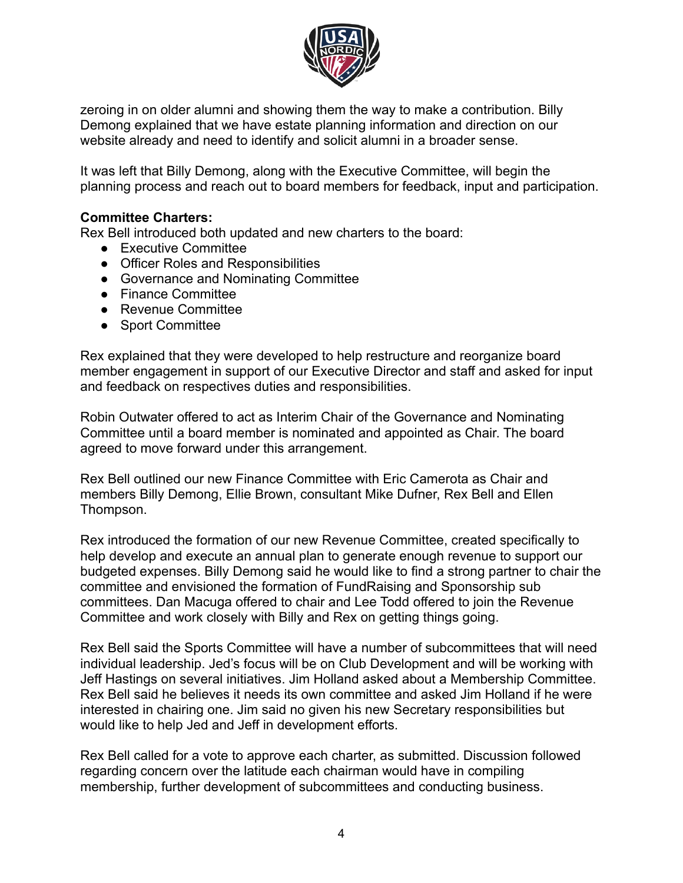zeroing in on older alumni and showing them the way to make a contribution. Billy Demong explained that we have estate planning information and direction on our website already and need to identify and solicit alumni in a broader sense.

It was left that Billy Demong, along with the Executive Committee, will begin the planning process and reach out to board members for feedback, input and participation.

**Committee Charters:**
Rex Bell introduced both updated and new charters to the board:

- Executive Committee
- Officer Roles and Responsibilities
- Governance and Nominating Committee
- Finance Committee
- Revenue Committee
- Sport Committee

Rex explained that they were developed to help restructure and reorganize board member engagement in support of our Executive Director and staff and asked for input and feedback on respectives duties and responsibilities.

Robin Outwater offered to act as Interim Chair of the Governance and Nominating Committee until a board member is nominated and appointed as Chair. The board agreed to move forward under this arrangement.

Rex Bell outlined our new Finance Committee with Eric Camerota as Chair and members Billy Demong, Ellie Brown, consultant Mike Dufner, Rex Bell and Ellen Thompson.

Rex introduced the formation of our new Revenue Committee, created specifically to help develop and execute an annual plan to generate enough revenue to support our budgeted expenses. Billy Demong said he would like to find a strong partner to chair the committee and envisioned the formation of FundRaising and Sponsorship sub committees. Dan Macuga offered to chair and Lee Todd offered to join the Revenue Committee and work closely with Billy and Rex on getting things going.

Rex Bell said the Sports Committee will have a number of subcommittees that will need individual leadership. Jed's focus will be on Club Development and will be working with Jeff Hastings on several initiatives. Jim Holland asked about a Membership Committee. Rex Bell said he believes it needs its own committee and asked Jim Holland if he were interested in chairing one. Jim said no given his new Secretary responsibilities but would like to help Jed and Jeff in development efforts.

Rex Bell called for a vote to approve each charter, as submitted. Discussion followed regarding concern over the latitude each chairman would have in compiling membership, further development of subcommittees and conducting business.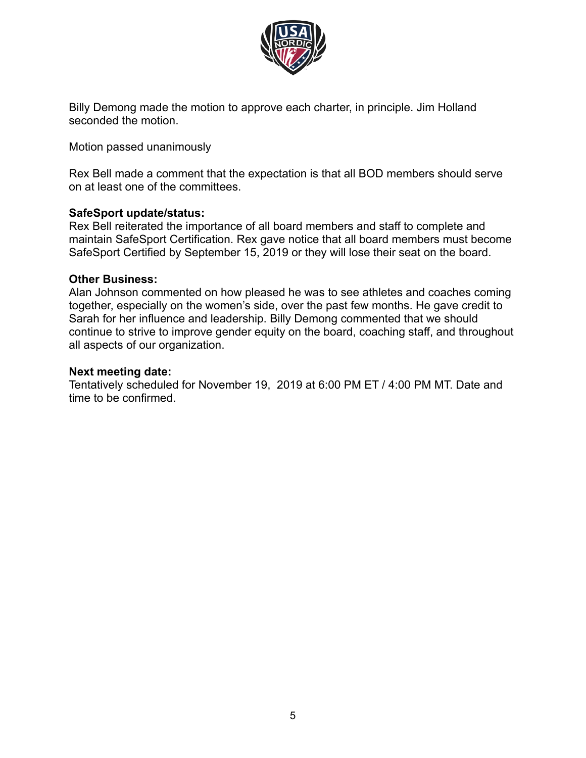Billy Demong made the motion to approve each charter, in principle. Jim Holland seconded the motion.

Motion passed unanimously

Rex Bell made a comment that the expectation is that all BOD members should serve on at least one of the committees.

**SafeSport update/status:**
Rex Bell reiterated the importance of all board members and staff to complete and maintain SafeSport Certification. Rex gave notice that all board members must become SafeSport Certified by September 15, 2019 or they will lose their seat on the board.

**Other Business:**
Alan Johnson commented on how pleased he was to see athletes and coaches coming together, especially on the women's side, over the past few months. He gave credit to Sarah for her influence and leadership. Billy Demong commented that we should continue to strive to improve gender equity on the board, coaching staff, and throughout all aspects of our organization.

**Next meeting date:**
Tentatively scheduled for November 19, 2019 at 6:00 PM ET / 4:00 PM MT. Date and time to be confirmed.